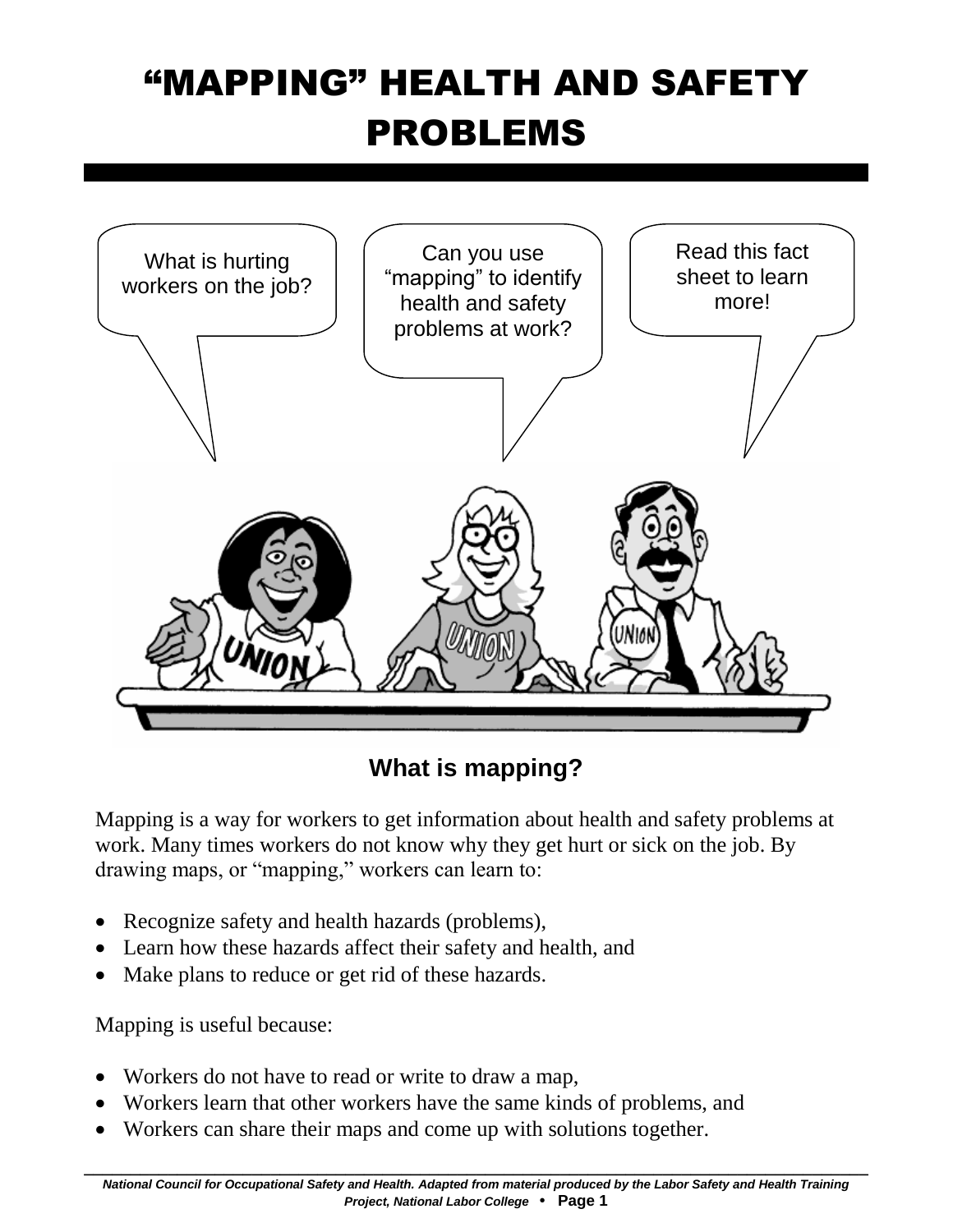# "MAPPING" HEALTH AND SAFETY PROBLEMS

What is hurting workers on the job?

Can you use "mapping" to identify health and safety problems at work?

Read this fact sheet to learn more!

## What is mapping?

Mapping is a way for workers to get information about health and safety problems at work. Many times workers do not know why they get hurt or sick on the job. By drawing maps, or "mapping," workers can learn to:

- Recognize safety and health hazards (problems),
- Learn how these hazards affect their safety and health, and
- Make plans to reduce or get rid of these hazards.

Mapping is useful because:

- Workers do not have to read or write to draw a map,
- Workers learn that other workers have the same kinds of problems, and
- Workers can share their maps and come up with solutions together.

***National Council for Occupational Safety and Health. Adapted from material produced by the Labor Safety and Health Training Project, National Labor College***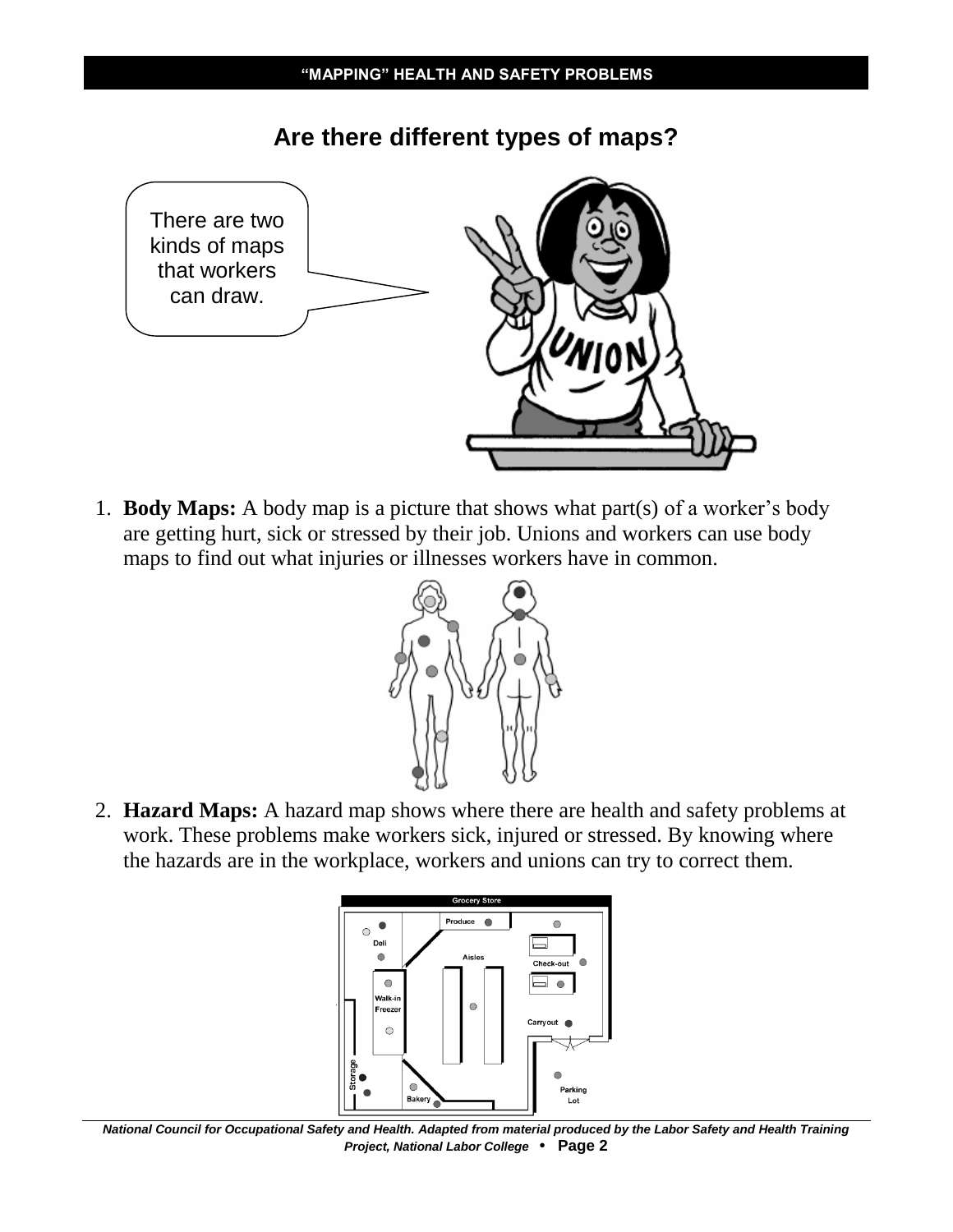## Are there different types of maps?

There are two kinds of maps that workers can draw.

1. **Body Maps:** A body map is a picture that shows what part(s) of a worker's body are getting hurt, sick or stressed by their job. Unions and workers can use body maps to find out what injuries or illnesses workers have in common.

2. **Hazard Maps:** A hazard map shows where there are health and safety problems at work. These problems make workers sick, injured or stressed. By knowing where the hazards are in the workplace, workers and unions can try to correct them.

*National Council for Occupational Safety and Health. Adapted from material produced by the Labor Safety and Health Training Project, National Labor College*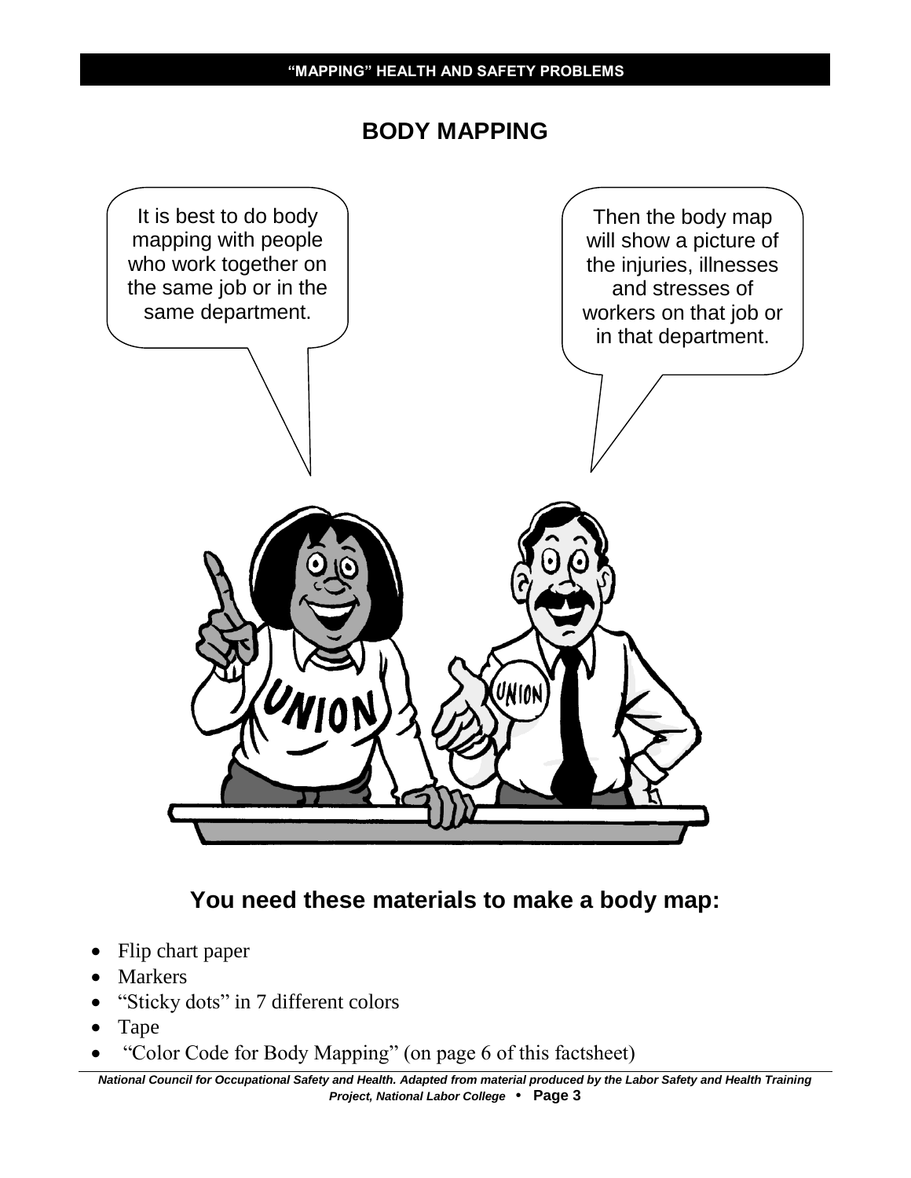## BODY MAPPING

It is best to do body mapping with people who work together on the same job or in the same department.

Then the body map will show a picture of the injuries, illnesses and stresses of workers on that job or in that department.

### You need these materials to make a body map:

- Flip chart paper
- Markers
- "Sticky dots" in 7 different colors
- Tape
- "Color Code for Body Mapping" (on page 6 of this factsheet)

*National Council for Occupational Safety and Health. Adapted from material produced by the Labor Safety and Health Training Project, National Labor College*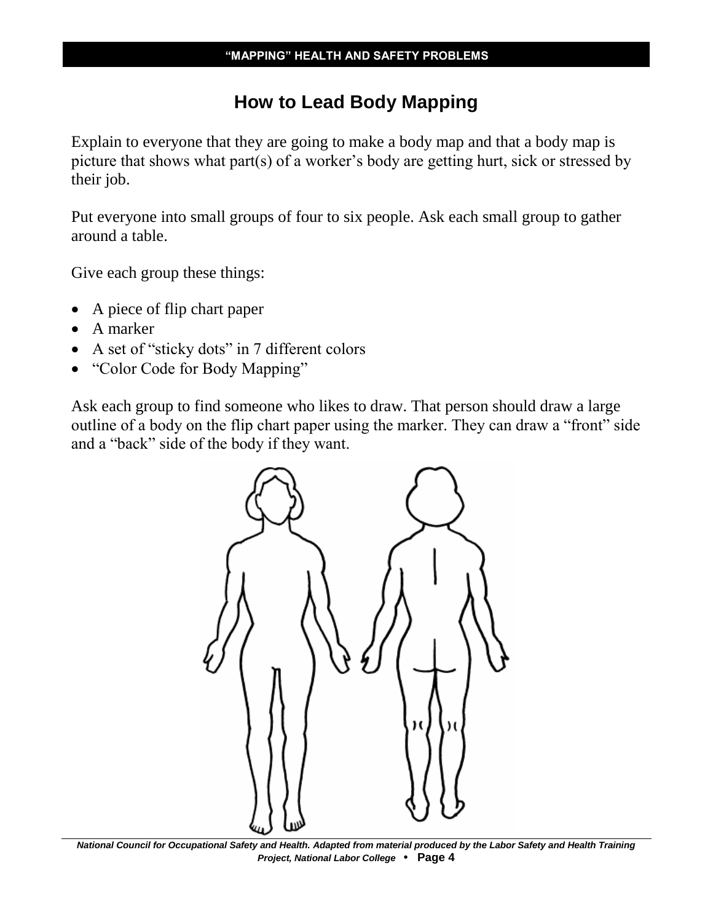# How to Lead Body Mapping

Explain to everyone that they are going to make a body map and that a body map is picture that shows what part(s) of a worker's body are getting hurt, sick or stressed by their job.

Put everyone into small groups of four to six people. Ask each small group to gather around a table.

Give each group these things:

- A piece of flip chart paper
- A marker
- A set of "sticky dots" in 7 different colors
- "Color Code for Body Mapping"

Ask each group to find someone who likes to draw. That person should draw a large outline of a body on the flip chart paper using the marker. They can draw a "front" side and a "back" side of the body if they want.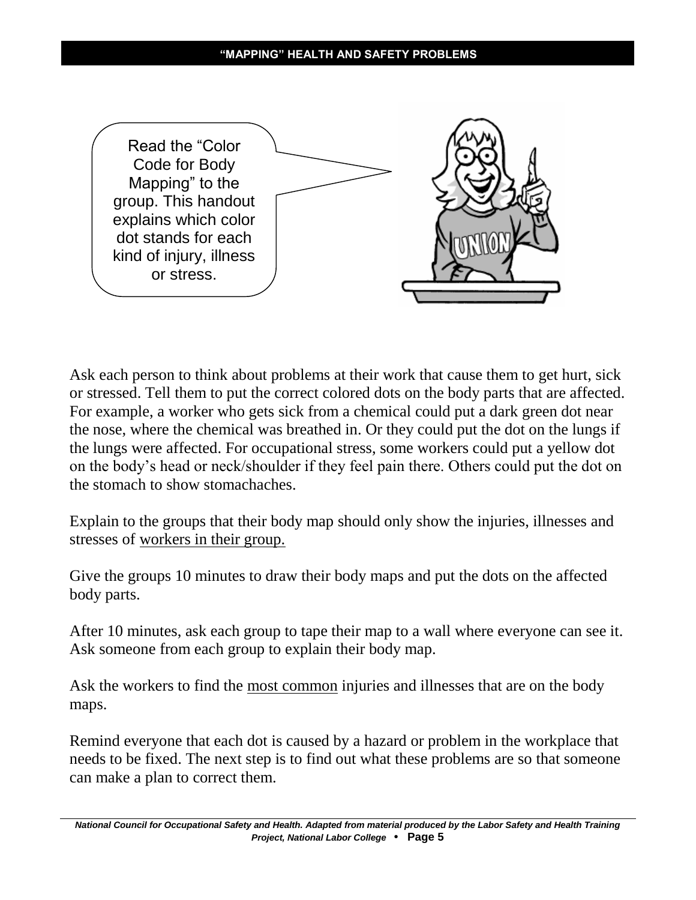Read the "Color Code for Body Mapping" to the group. This handout explains which color dot stands for each kind of injury, illness or stress.

Ask each person to think about problems at their work that cause them to get hurt, sick or stressed. Tell them to put the correct colored dots on the body parts that are affected. For example, a worker who gets sick from a chemical could put a dark green dot near the nose, where the chemical was breathed in. Or they could put the dot on the lungs if the lungs were affected. For occupational stress, some workers could put a yellow dot on the body's head or neck/shoulder if they feel pain there. Others could put the dot on the stomach to show stomachaches.

Explain to the groups that their body map should only show the injuries, illnesses and stresses of <u>workers in their group.</u>

Give the groups 10 minutes to draw their body maps and put the dots on the affected body parts.

After 10 minutes, ask each group to tape their map to a wall where everyone can see it. Ask someone from each group to explain their body map.

Ask the workers to find the <u>most common</u> injuries and illnesses that are on the body maps.

Remind everyone that each dot is caused by a hazard or problem in the workplace that needs to be fixed. The next step is to find out what these problems are so that someone can make a plan to correct them.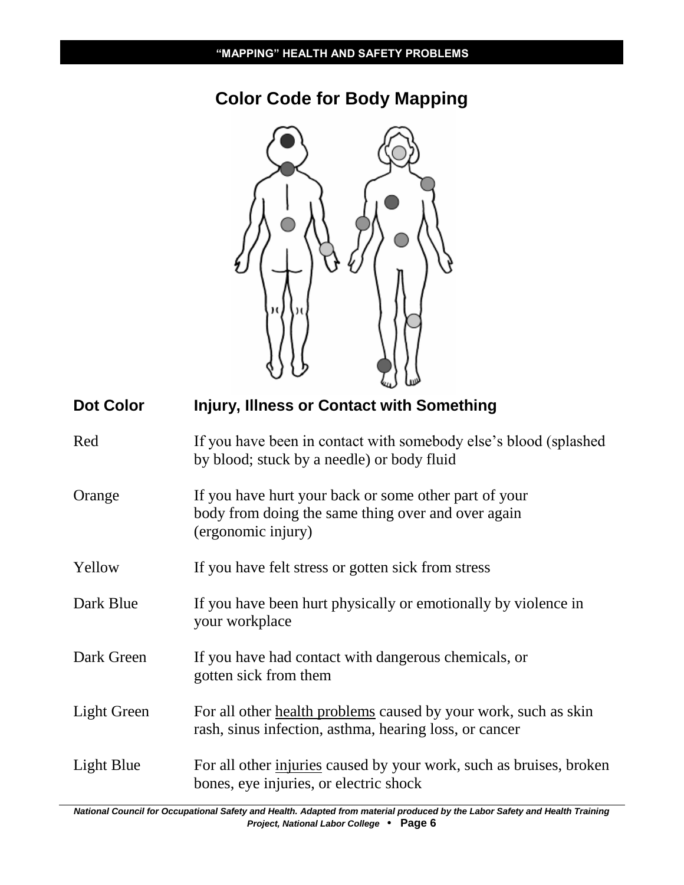# Color Code for Body Mapping

| Dot Color | Injury, Illness or Contact with Something |
|---|---|
| Red | If you have been in contact with somebody else's blood (splashed by blood; stuck by a needle) or body fluid |
| Orange | If you have hurt your back or some other part of your body from doing the same thing over and over again (ergonomic injury) |
| Yellow | If you have felt stress or gotten sick from stress |
| Dark Blue | If you have been hurt physically or emotionally by violence in your workplace |
| Dark Green | If you have had contact with dangerous chemicals, or gotten sick from them |
| Light Green | For all other health problems caused by your work, such as skin rash, sinus infection, asthma, hearing loss, or cancer |
| Light Blue | For all other injuries caused by your work, such as bruises, broken bones, eye injuries, or electric shock |

*National Council for Occupational Safety and Health. Adapted from material produced by the Labor Safety and Health Training Project, National Labor College*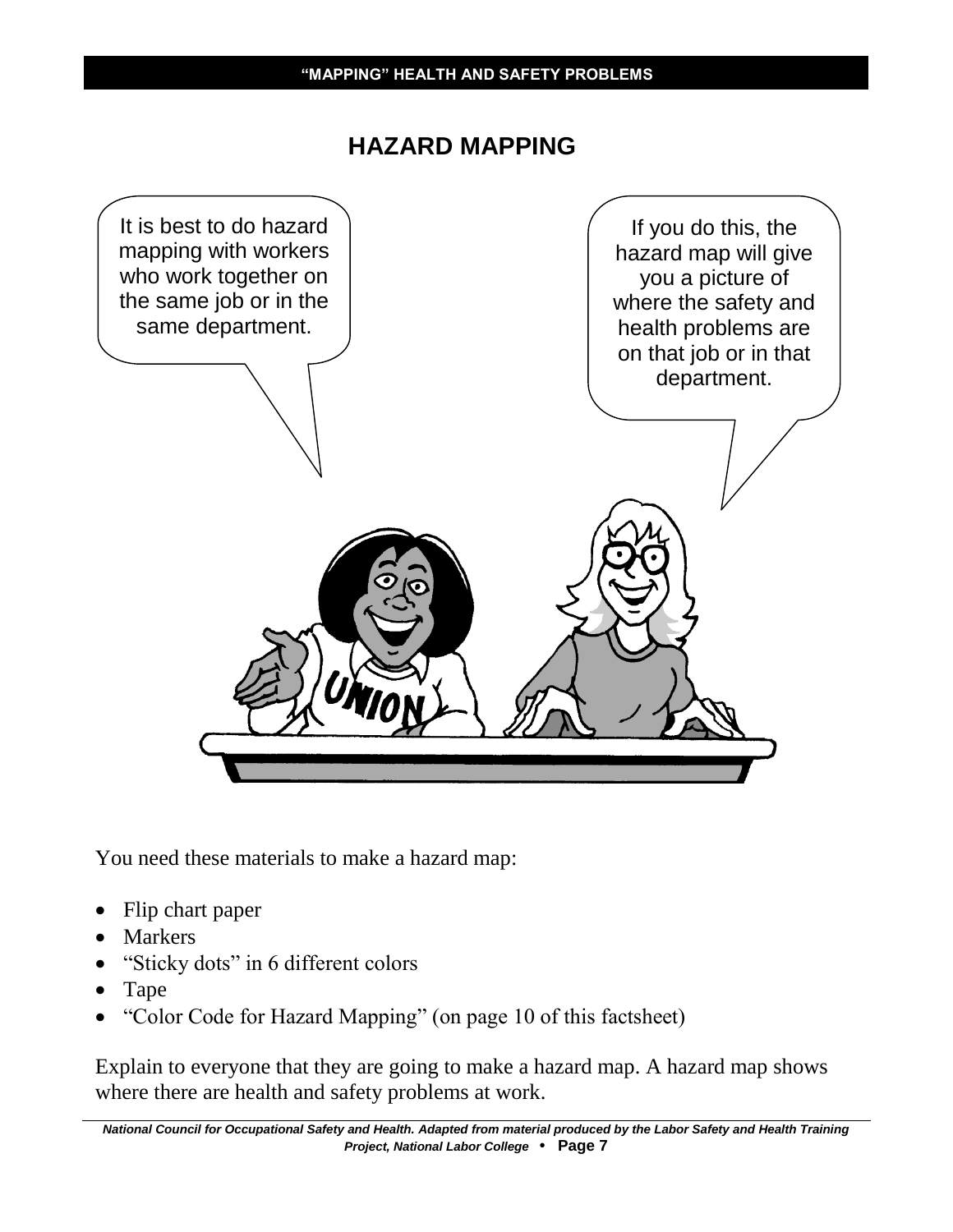# HAZARD MAPPING

It is best to do hazard mapping with workers who work together on the same job or in the same department.

If you do this, the hazard map will give you a picture of where the safety and health problems are on that job or in that department.

You need these materials to make a hazard map:

- Flip chart paper
- Markers
- "Sticky dots" in 6 different colors
- Tape
- "Color Code for Hazard Mapping" (on page 10 of this factsheet)

Explain to everyone that they are going to make a hazard map. A hazard map shows where there are health and safety problems at work.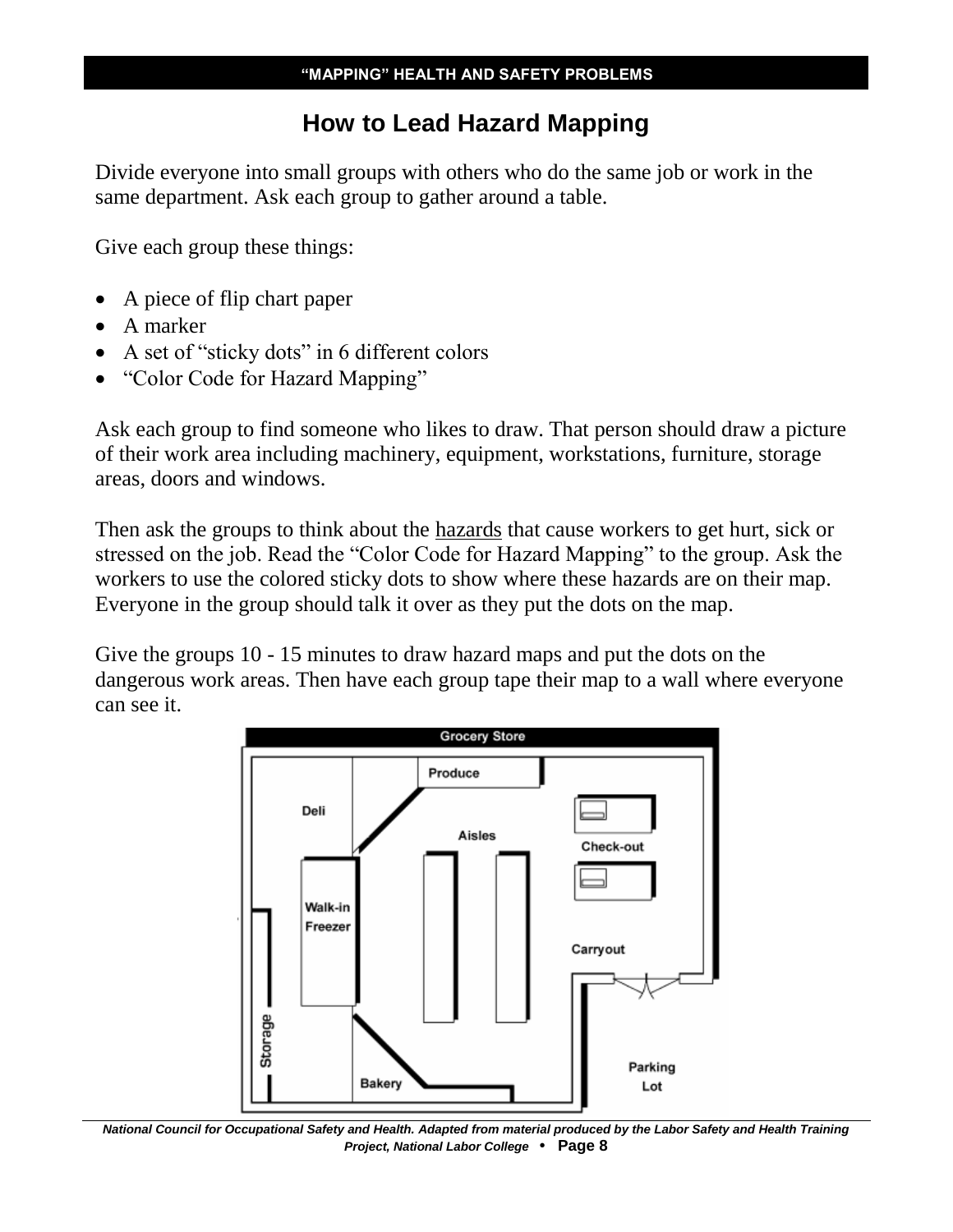# How to Lead Hazard Mapping

Divide everyone into small groups with others who do the same job or work in the same department. Ask each group to gather around a table.

Give each group these things:

- A piece of flip chart paper
- A marker
- A set of "sticky dots" in 6 different colors
- "Color Code for Hazard Mapping"

Ask each group to find someone who likes to draw. That person should draw a picture of their work area including machinery, equipment, workstations, furniture, storage areas, doors and windows.

Then ask the groups to think about the hazards that cause workers to get hurt, sick or stressed on the job. Read the "Color Code for Hazard Mapping" to the group. Ask the workers to use the colored sticky dots to show where these hazards are on their map. Everyone in the group should talk it over as they put the dots on the map.

Give the groups 10 - 15 minutes to draw hazard maps and put the dots on the dangerous work areas. Then have each group tape their map to a wall where everyone can see it.

Grocery Store

Produce

Deli

Aisles

Check-out

Walk-in Freezer

Carryout

Storage

Bakery

Parking Lot

*National Council for Occupational Safety and Health. Adapted from material produced by the Labor Safety and Health Training Project, National Labor College*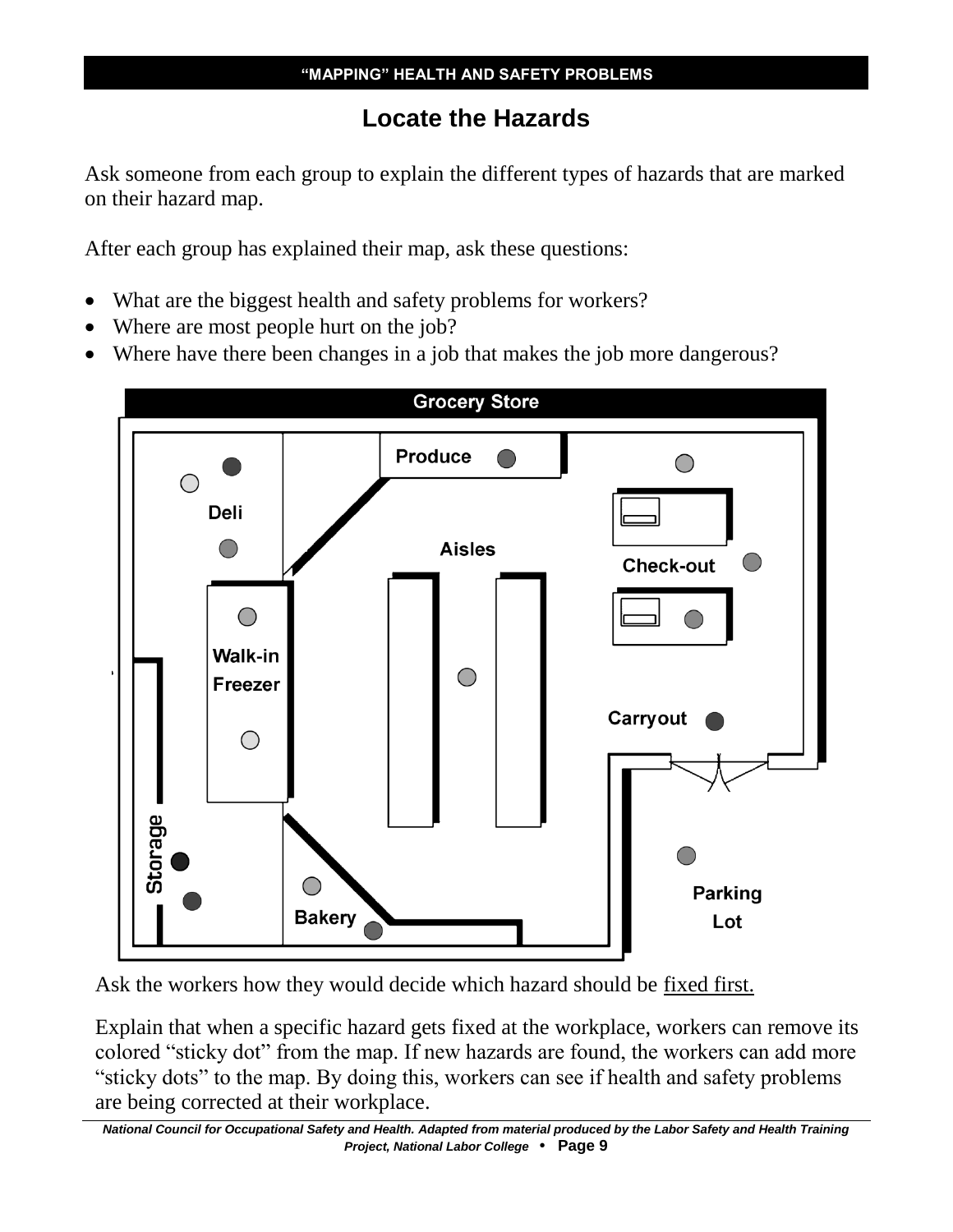## Locate the Hazards

Ask someone from each group to explain the different types of hazards that are marked on their hazard map.

After each group has explained their map, ask these questions:

- What are the biggest health and safety problems for workers?
- Where are most people hurt on the job?
- Where have there been changes in a job that makes the job more dangerous?

**Grocery Store**

Produce

Deli

Aisles

Check-out

Walk-in Freezer

Carryout

Storage

Bakery

Parking Lot

Ask the workers how they would decide which hazard should be fixed first.

Explain that when a specific hazard gets fixed at the workplace, workers can remove its colored "sticky dot" from the map. If new hazards are found, the workers can add more "sticky dots" to the map. By doing this, workers can see if health and safety problems are being corrected at their workplace.

*National Council for Occupational Safety and Health. Adapted from material produced by the Labor Safety and Health Training Project, National Labor College*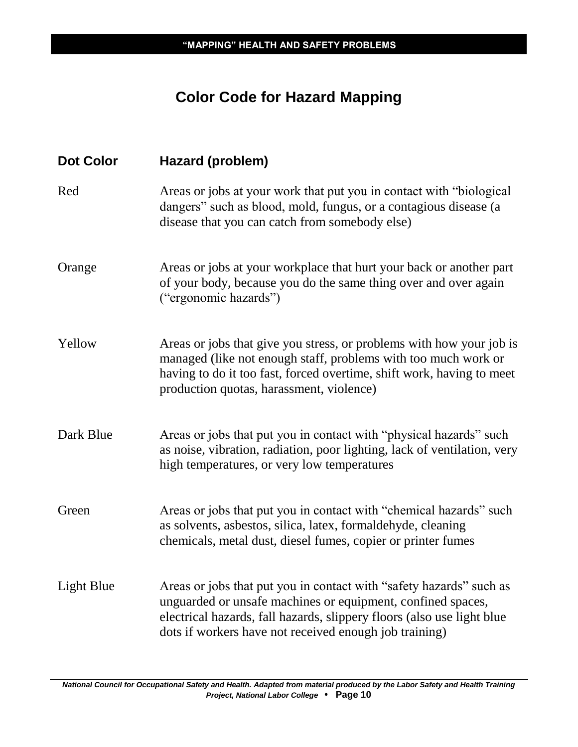# Color Code for Hazard Mapping

| Dot Color | Hazard (problem) |
| --- | --- |
| Red | Areas or jobs at your work that put you in contact with "biological dangers" such as blood, mold, fungus, or a contagious disease (a disease that you can catch from somebody else) |
| Orange | Areas or jobs at your workplace that hurt your back or another part of your body, because you do the same thing over and over again ("ergonomic hazards") |
| Yellow | Areas or jobs that give you stress, or problems with how your job is managed (like not enough staff, problems with too much work or having to do it too fast, forced overtime, shift work, having to meet production quotas, harassment, violence) |
| Dark Blue | Areas or jobs that put you in contact with "physical hazards" such as noise, vibration, radiation, poor lighting, lack of ventilation, very high temperatures, or very low temperatures |
| Green | Areas or jobs that put you in contact with "chemical hazards" such as solvents, asbestos, silica, latex, formaldehyde, cleaning chemicals, metal dust, diesel fumes, copier or printer fumes |
| Light Blue | Areas or jobs that put you in contact with "safety hazards" such as unguarded or unsafe machines or equipment, confined spaces, electrical hazards, fall hazards, slippery floors (also use light blue dots if workers have not received enough job training) |

*National Council for Occupational Safety and Health. Adapted from material produced by the Labor Safety and Health Training Project, National Labor College*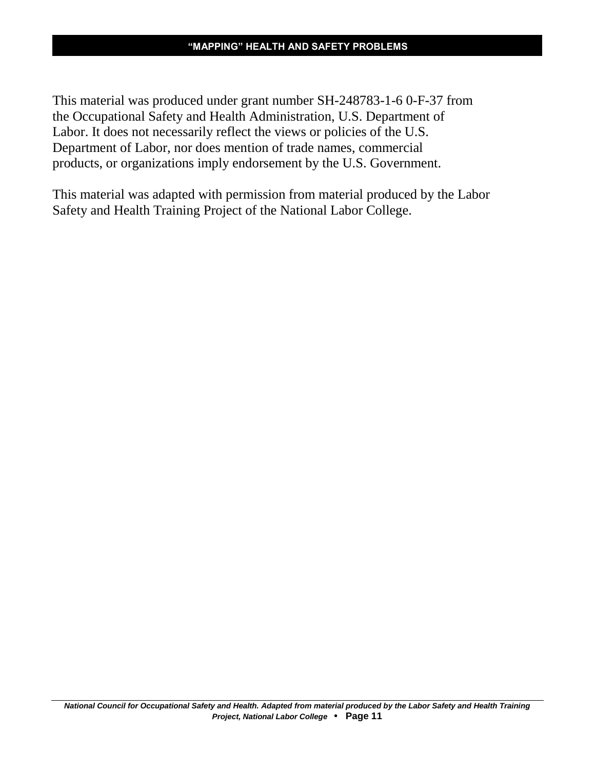This material was produced under grant number SH-248783-1-6 0-F-37 from the Occupational Safety and Health Administration, U.S. Department of Labor. It does not necessarily reflect the views or policies of the U.S. Department of Labor, nor does mention of trade names, commercial products, or organizations imply endorsement by the U.S. Government.

This material was adapted with permission from material produced by the Labor Safety and Health Training Project of the National Labor College.